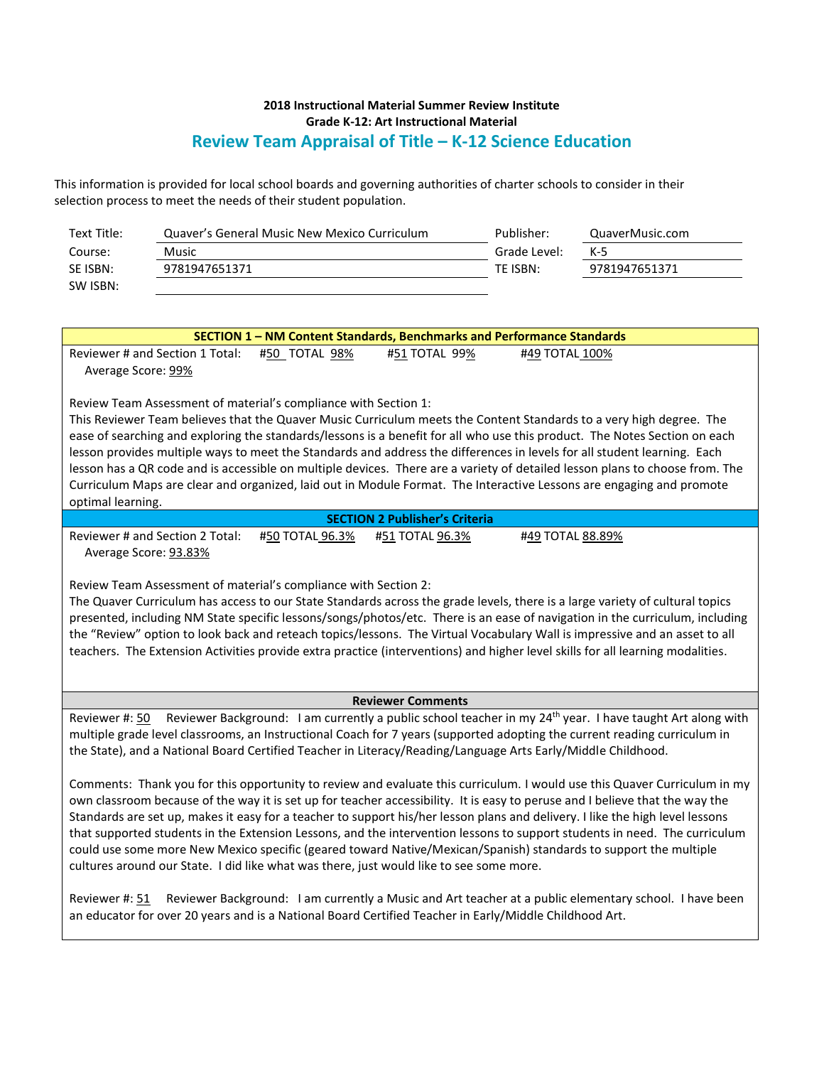**2018 Instructional Material Summer Review Institute**
**Grade K-12: Art Instructional Material**

## Review Team Appraisal of Title – K-12 Science Education

This information is provided for local school boards and governing authorities of charter schools to consider in their selection process to meet the needs of their student population.

| | | | |
|---|---|---|---|
| Text Title: | Quaver's General Music New Mexico Curriculum | Publisher: | QuaverMusic.com |
| Course: | Music | Grade Level: | K-5 |
| SE ISBN: | 9781947651371 | TE ISBN: | 9781947651371 |
| SW ISBN: | | | |

### SECTION 1 – NM Content Standards, Benchmarks and Performance Standards

Reviewer # and Section 1 Total: #50 TOTAL 98% #51 TOTAL 99% #49 TOTAL 100%
Average Score: 99%

Review Team Assessment of material's compliance with Section 1:
This Reviewer Team believes that the Quaver Music Curriculum meets the Content Standards to a very high degree. The ease of searching and exploring the standards/lessons is a benefit for all who use this product. The Notes Section on each lesson provides multiple ways to meet the Standards and address the differences in levels for all student learning. Each lesson has a QR code and is accessible on multiple devices. There are a variety of detailed lesson plans to choose from. The Curriculum Maps are clear and organized, laid out in Module Format. The Interactive Lessons are engaging and promote optimal learning.

### SECTION 2 Publisher's Criteria

Reviewer # and Section 2 Total: #50 TOTAL 96.3% #51 TOTAL 96.3% #49 TOTAL 88.89%
Average Score: 93.83%

Review Team Assessment of material's compliance with Section 2:
The Quaver Curriculum has access to our State Standards across the grade levels, there is a large variety of cultural topics presented, including NM State specific lessons/songs/photos/etc. There is an ease of navigation in the curriculum, including the "Review" option to look back and reteach topics/lessons. The Virtual Vocabulary Wall is impressive and an asset to all teachers. The Extension Activities provide extra practice (interventions) and higher level skills for all learning modalities.

### Reviewer Comments

Reviewer #: 50 Reviewer Background: I am currently a public school teacher in my 24th year. I have taught Art along with multiple grade level classrooms, an Instructional Coach for 7 years (supported adopting the current reading curriculum in the State), and a National Board Certified Teacher in Literacy/Reading/Language Arts Early/Middle Childhood.

Comments: Thank you for this opportunity to review and evaluate this curriculum. I would use this Quaver Curriculum in my own classroom because of the way it is set up for teacher accessibility. It is easy to peruse and I believe that the way the Standards are set up, makes it easy for a teacher to support his/her lesson plans and delivery. I like the high level lessons that supported students in the Extension Lessons, and the intervention lessons to support students in need. The curriculum could use some more New Mexico specific (geared toward Native/Mexican/Spanish) standards to support the multiple cultures around our State. I did like what was there, just would like to see some more.

Reviewer #: 51 Reviewer Background: I am currently a Music and Art teacher at a public elementary school. I have been an educator for over 20 years and is a National Board Certified Teacher in Early/Middle Childhood Art.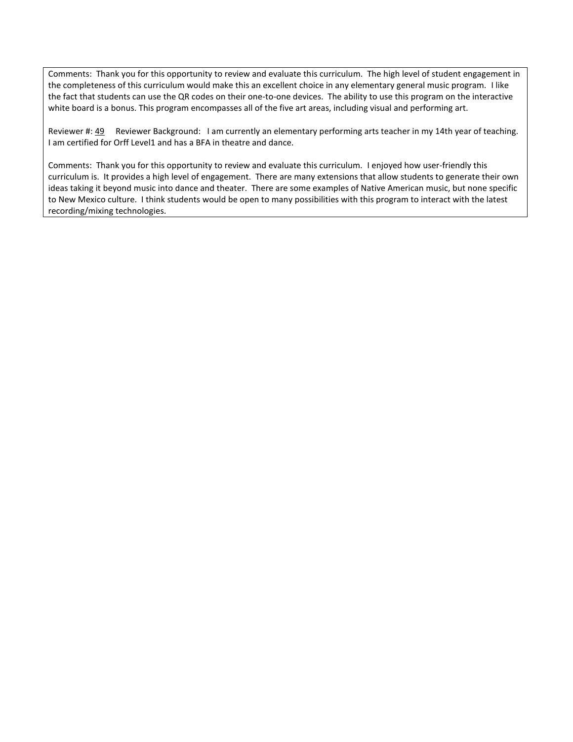Comments: Thank you for this opportunity to review and evaluate this curriculum. The high level of student engagement in the completeness of this curriculum would make this an excellent choice in any elementary general music program. I like the fact that students can use the QR codes on their one-to-one devices. The ability to use this program on the interactive white board is a bonus. This program encompasses all of the five art areas, including visual and performing art.

Reviewer #: 49 Reviewer Background: I am currently an elementary performing arts teacher in my 14th year of teaching. I am certified for Orff Level1 and has a BFA in theatre and dance.

Comments: Thank you for this opportunity to review and evaluate this curriculum. I enjoyed how user-friendly this curriculum is. It provides a high level of engagement. There are many extensions that allow students to generate their own ideas taking it beyond music into dance and theater. There are some examples of Native American music, but none specific to New Mexico culture. I think students would be open to many possibilities with this program to interact with the latest recording/mixing technologies.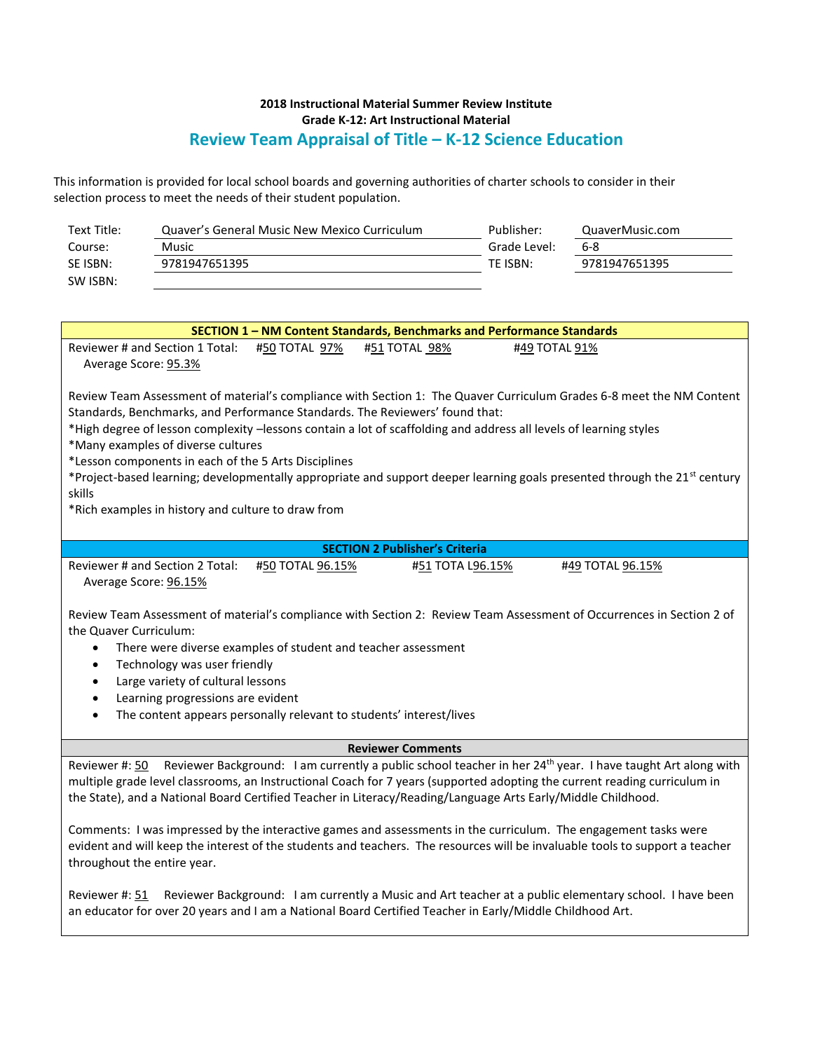**2018 Instructional Material Summer Review Institute**
**Grade K-12: Art Instructional Material**

## Review Team Appraisal of Title – K-12 Science Education

This information is provided for local school boards and governing authorities of charter schools to consider in their selection process to meet the needs of their student population.

| | | | |
|---|---|---|---|
| Text Title: | Quaver's General Music New Mexico Curriculum | Publisher: | QuaverMusic.com |
| Course: | Music | Grade Level: | 6-8 |
| SE ISBN: | 9781947651395 | TE ISBN: | 9781947651395 |
| SW ISBN: | | | |

### SECTION 1 – NM Content Standards, Benchmarks and Performance Standards

Reviewer # and Section 1 Total: #50 TOTAL 97% #51 TOTAL 98% #49 TOTAL 91%
Average Score: 95.3%

Review Team Assessment of material's compliance with Section 1: The Quaver Curriculum Grades 6-8 meet the NM Content Standards, Benchmarks, and Performance Standards. The Reviewers' found that:
*High degree of lesson complexity –lessons contain a lot of scaffolding and address all levels of learning styles
*Many examples of diverse cultures
*Lesson components in each of the 5 Arts Disciplines
*Project-based learning; developmentally appropriate and support deeper learning goals presented through the 21st century skills
*Rich examples in history and culture to draw from

### SECTION 2 Publisher's Criteria

Reviewer # and Section 2 Total: #50 TOTAL 96.15% #51 TOTA L96.15% #49 TOTAL 96.15%
Average Score: 96.15%

Review Team Assessment of material's compliance with Section 2: Review Team Assessment of Occurrences in Section 2 of the Quaver Curriculum:

- There were diverse examples of student and teacher assessment
- Technology was user friendly
- Large variety of cultural lessons
- Learning progressions are evident
- The content appears personally relevant to students' interest/lives

### Reviewer Comments

Reviewer #: 50 Reviewer Background: I am currently a public school teacher in her 24th year. I have taught Art along with multiple grade level classrooms, an Instructional Coach for 7 years (supported adopting the current reading curriculum in the State), and a National Board Certified Teacher in Literacy/Reading/Language Arts Early/Middle Childhood.

Comments: I was impressed by the interactive games and assessments in the curriculum. The engagement tasks were evident and will keep the interest of the students and teachers. The resources will be invaluable tools to support a teacher throughout the entire year.

Reviewer #: 51 Reviewer Background: I am currently a Music and Art teacher at a public elementary school. I have been an educator for over 20 years and I am a National Board Certified Teacher in Early/Middle Childhood Art.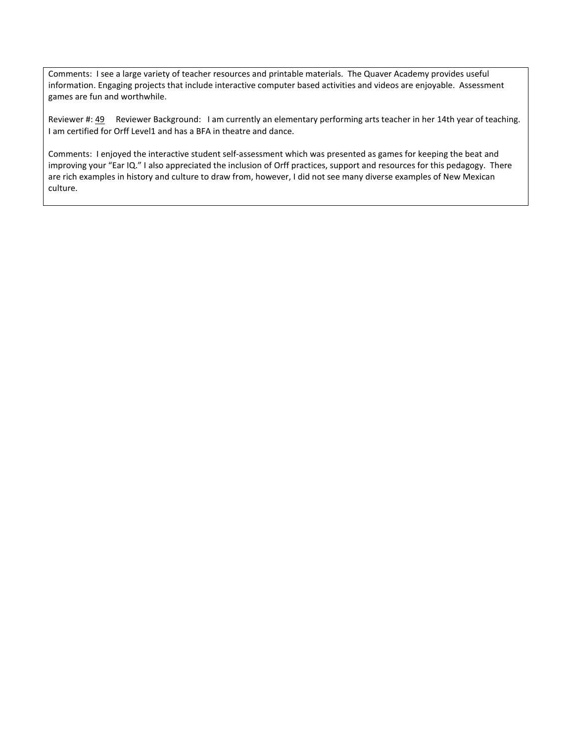Comments: I see a large variety of teacher resources and printable materials. The Quaver Academy provides useful information. Engaging projects that include interactive computer based activities and videos are enjoyable. Assessment games are fun and worthwhile.

Reviewer #: 49 Reviewer Background: I am currently an elementary performing arts teacher in her 14th year of teaching. I am certified for Orff Level1 and has a BFA in theatre and dance.

Comments: I enjoyed the interactive student self-assessment which was presented as games for keeping the beat and improving your "Ear IQ." I also appreciated the inclusion of Orff practices, support and resources for this pedagogy. There are rich examples in history and culture to draw from, however, I did not see many diverse examples of New Mexican culture.